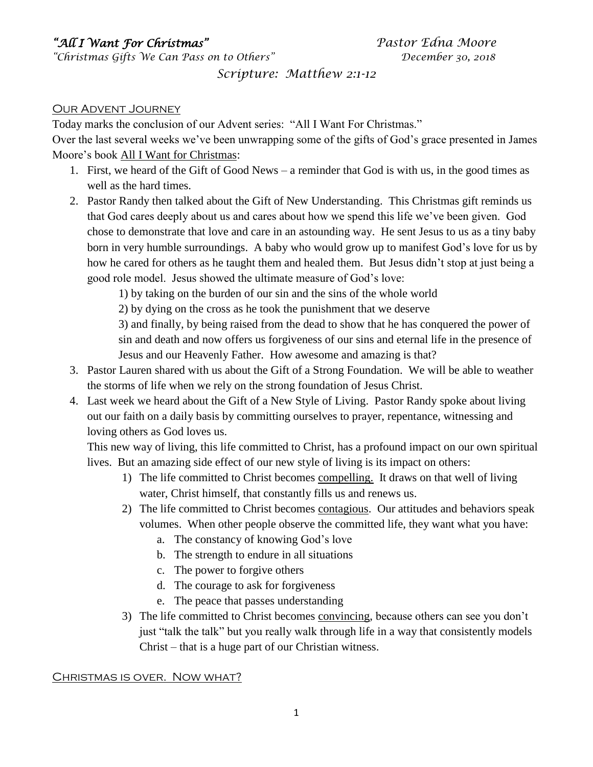*"All I Want For Christmas"* *Pastor Edna Moore*
*"Christmas Gifts We Can Pass on to Others"* *December 30, 2018*

*Scripture: Matthew 2:1-12*

## Our Advent Journey

Today marks the conclusion of our Advent series: "All I Want For Christmas."

Over the last several weeks we've been unwrapping some of the gifts of God's grace presented in James Moore's book All I Want for Christmas:

1. First, we heard of the Gift of Good News – a reminder that God is with us, in the good times as well as the hard times.
2. Pastor Randy then talked about the Gift of New Understanding. This Christmas gift reminds us that God cares deeply about us and cares about how we spend this life we've been given. God chose to demonstrate that love and care in an astounding way. He sent Jesus to us as a tiny baby born in very humble surroundings. A baby who would grow up to manifest God's love for us by how he cared for others as he taught them and healed them. But Jesus didn't stop at just being a good role model. Jesus showed the ultimate measure of God's love:

   1) by taking on the burden of our sin and the sins of the whole world

   2) by dying on the cross as he took the punishment that we deserve

   3) and finally, by being raised from the dead to show that he has conquered the power of sin and death and now offers us forgiveness of our sins and eternal life in the presence of Jesus and our Heavenly Father. How awesome and amazing is that?
3. Pastor Lauren shared with us about the Gift of a Strong Foundation. We will be able to weather the storms of life when we rely on the strong foundation of Jesus Christ.
4. Last week we heard about the Gift of a New Style of Living. Pastor Randy spoke about living out our faith on a daily basis by committing ourselves to prayer, repentance, witnessing and loving others as God loves us.

   This new way of living, this life committed to Christ, has a profound impact on our own spiritual lives. But an amazing side effect of our new style of living is its impact on others:

   1) The life committed to Christ becomes compelling. It draws on that well of living water, Christ himself, that constantly fills us and renews us.
   2) The life committed to Christ becomes contagious. Our attitudes and behaviors speak volumes. When other people observe the committed life, they want what you have:
      a. The constancy of knowing God's love
      b. The strength to endure in all situations
      c. The power to forgive others
      d. The courage to ask for forgiveness
      e. The peace that passes understanding
   3) The life committed to Christ becomes convincing, because others can see you don't just "talk the talk" but you really walk through life in a way that consistently models Christ – that is a huge part of our Christian witness.

## Christmas is over. Now what?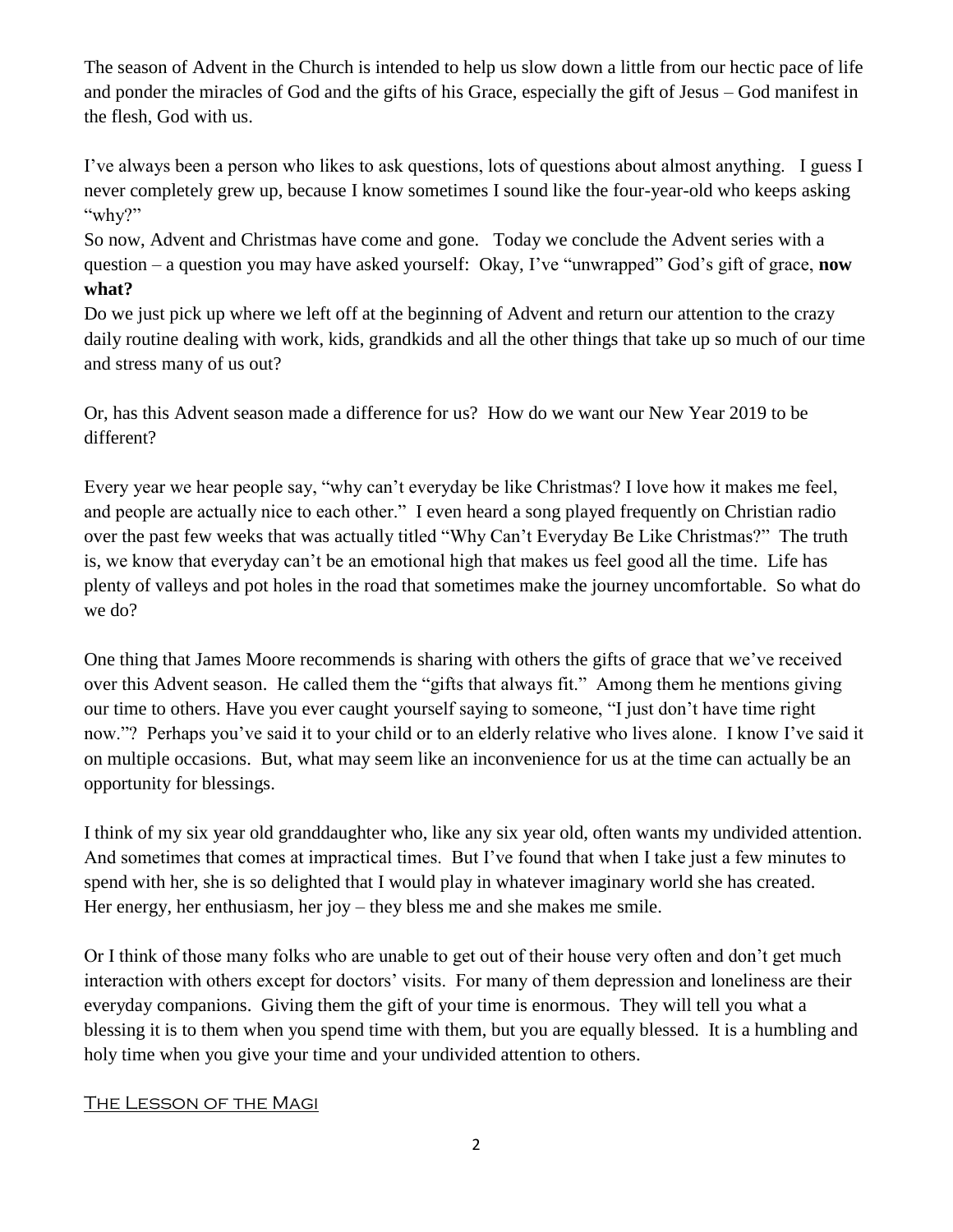The season of Advent in the Church is intended to help us slow down a little from our hectic pace of life and ponder the miracles of God and the gifts of his Grace, especially the gift of Jesus – God manifest in the flesh, God with us.

I've always been a person who likes to ask questions, lots of questions about almost anything. I guess I never completely grew up, because I know sometimes I sound like the four-year-old who keeps asking "why?"

So now, Advent and Christmas have come and gone. Today we conclude the Advent series with a question – a question you may have asked yourself: Okay, I've "unwrapped" God's gift of grace, **now what?**

Do we just pick up where we left off at the beginning of Advent and return our attention to the crazy daily routine dealing with work, kids, grandkids and all the other things that take up so much of our time and stress many of us out?

Or, has this Advent season made a difference for us? How do we want our New Year 2019 to be different?

Every year we hear people say, "why can't everyday be like Christmas? I love how it makes me feel, and people are actually nice to each other." I even heard a song played frequently on Christian radio over the past few weeks that was actually titled "Why Can't Everyday Be Like Christmas?" The truth is, we know that everyday can't be an emotional high that makes us feel good all the time. Life has plenty of valleys and pot holes in the road that sometimes make the journey uncomfortable. So what do we do?

One thing that James Moore recommends is sharing with others the gifts of grace that we've received over this Advent season. He called them the "gifts that always fit." Among them he mentions giving our time to others. Have you ever caught yourself saying to someone, "I just don't have time right now."? Perhaps you've said it to your child or to an elderly relative who lives alone. I know I've said it on multiple occasions. But, what may seem like an inconvenience for us at the time can actually be an opportunity for blessings.

I think of my six year old granddaughter who, like any six year old, often wants my undivided attention. And sometimes that comes at impractical times. But I've found that when I take just a few minutes to spend with her, she is so delighted that I would play in whatever imaginary world she has created. Her energy, her enthusiasm, her joy – they bless me and she makes me smile.

Or I think of those many folks who are unable to get out of their house very often and don't get much interaction with others except for doctors' visits. For many of them depression and loneliness are their everyday companions. Giving them the gift of your time is enormous. They will tell you what a blessing it is to them when you spend time with them, but you are equally blessed. It is a humbling and holy time when you give your time and your undivided attention to others.

## The Lesson of the Magi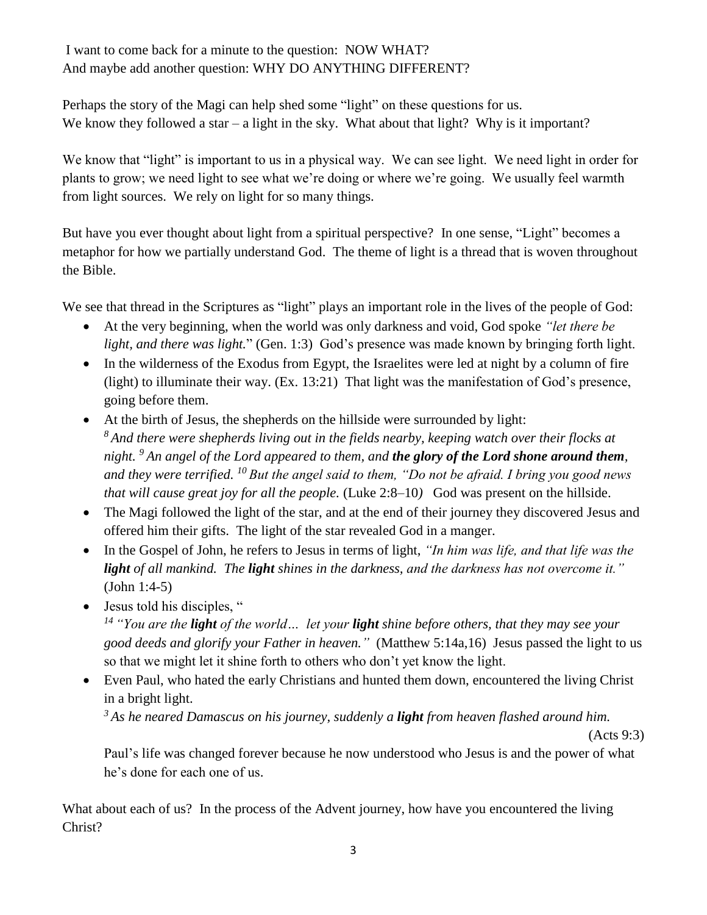I want to come back for a minute to the question: NOW WHAT?
And maybe add another question: WHY DO ANYTHING DIFFERENT?

Perhaps the story of the Magi can help shed some "light" on these questions for us.
We know they followed a star – a light in the sky. What about that light? Why is it important?

We know that "light" is important to us in a physical way. We can see light. We need light in order for plants to grow; we need light to see what we're doing or where we're going. We usually feel warmth from light sources. We rely on light for so many things.

But have you ever thought about light from a spiritual perspective? In one sense, "Light" becomes a metaphor for how we partially understand God. The theme of light is a thread that is woven throughout the Bible.

We see that thread in the Scriptures as "light" plays an important role in the lives of the people of God:

- At the very beginning, when the world was only darkness and void, God spoke *"let there be light, and there was light.*" (Gen. 1:3) God's presence was made known by bringing forth light.
- In the wilderness of the Exodus from Egypt, the Israelites were led at night by a column of fire (light) to illuminate their way. (Ex. 13:21) That light was the manifestation of God's presence, going before them.
- At the birth of Jesus, the shepherds on the hillside were surrounded by light:
  [8] *And there were shepherds living out in the fields nearby, keeping watch over their flocks at night.* [9] *An angel of the Lord appeared to them, and* ***the glory of the Lord shone around them****, and they were terrified.* [10] *But the angel said to them, "Do not be afraid. I bring you good news that will cause great joy for all the people.* (Luke 2:8–10*)* God was present on the hillside.
- The Magi followed the light of the star, and at the end of their journey they discovered Jesus and offered him their gifts. The light of the star revealed God in a manger.
- In the Gospel of John, he refers to Jesus in terms of light, *"In him was life, and that life was the* ***light*** *of all mankind. The* ***light*** *shines in the darkness, and the darkness has not overcome it."* (John 1:4-5)
- Jesus told his disciples, "
  [14] *"You are the* ***light*** *of the world… let your* ***light*** *shine before others, that they may see your good deeds and glorify your Father in heaven."* (Matthew 5:14a,16) Jesus passed the light to us so that we might let it shine forth to others who don't yet know the light.
- Even Paul, who hated the early Christians and hunted them down, encountered the living Christ in a bright light.
  [3] *As he neared Damascus on his journey, suddenly a* ***light*** *from heaven flashed around him.* (Acts 9:3)

  Paul's life was changed forever because he now understood who Jesus is and the power of what he's done for each one of us.

What about each of us? In the process of the Advent journey, how have you encountered the living Christ?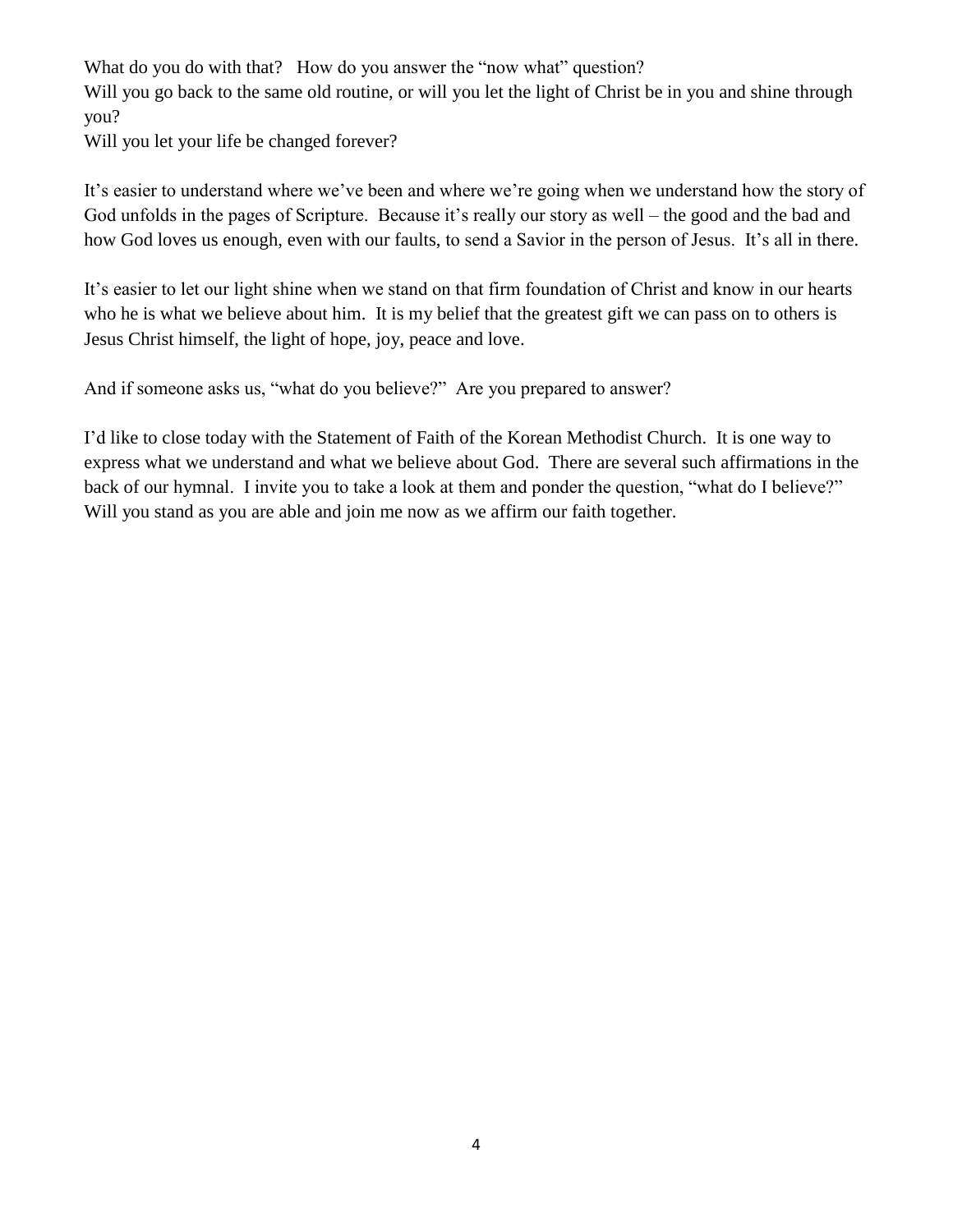What do you do with that? How do you answer the "now what" question?
Will you go back to the same old routine, or will you let the light of Christ be in you and shine through you?
Will you let your life be changed forever?

It's easier to understand where we've been and where we're going when we understand how the story of God unfolds in the pages of Scripture. Because it's really our story as well – the good and the bad and how God loves us enough, even with our faults, to send a Savior in the person of Jesus. It's all in there.

It's easier to let our light shine when we stand on that firm foundation of Christ and know in our hearts who he is what we believe about him. It is my belief that the greatest gift we can pass on to others is Jesus Christ himself, the light of hope, joy, peace and love.

And if someone asks us, "what do you believe?" Are you prepared to answer?

I'd like to close today with the Statement of Faith of the Korean Methodist Church. It is one way to express what we understand and what we believe about God. There are several such affirmations in the back of our hymnal. I invite you to take a look at them and ponder the question, "what do I believe?" Will you stand as you are able and join me now as we affirm our faith together.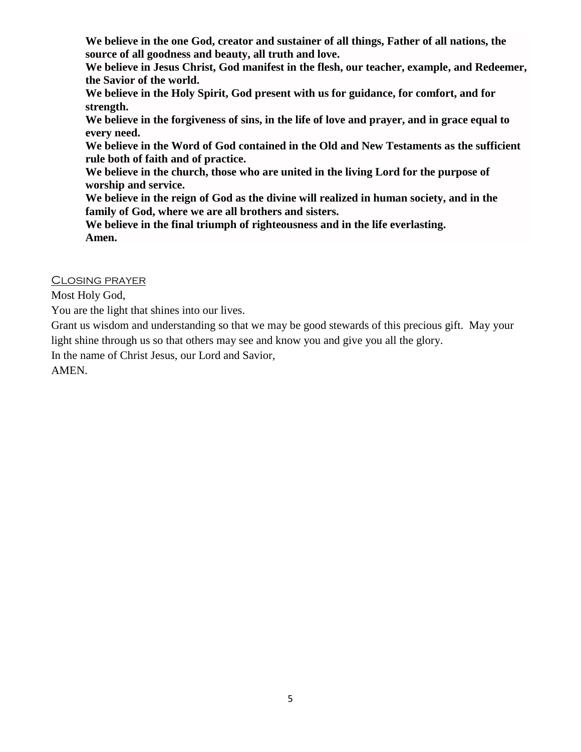**We believe in the one God, creator and sustainer of all things, Father of all nations, the source of all goodness and beauty, all truth and love.**
**We believe in Jesus Christ, God manifest in the flesh, our teacher, example, and Redeemer, the Savior of the world.**
**We believe in the Holy Spirit, God present with us for guidance, for comfort, and for strength.**
**We believe in the forgiveness of sins, in the life of love and prayer, and in grace equal to every need.**
**We believe in the Word of God contained in the Old and New Testaments as the sufficient rule both of faith and of practice.**
**We believe in the church, those who are united in the living Lord for the purpose of worship and service.**
**We believe in the reign of God as the divine will realized in human society, and in the family of God, where we are all brothers and sisters.**
**We believe in the final triumph of righteousness and in the life everlasting.**
**Amen.**

## Closing prayer

Most Holy God,
You are the light that shines into our lives.
Grant us wisdom and understanding so that we may be good stewards of this precious gift. May your light shine through us so that others may see and know you and give you all the glory.
In the name of Christ Jesus, our Lord and Savior,
AMEN.